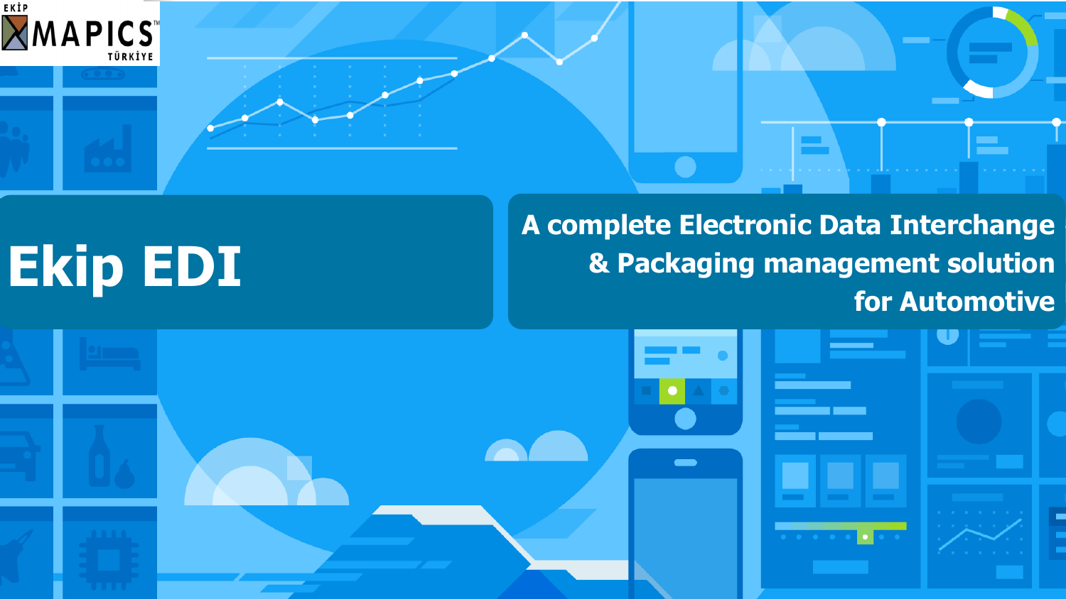EKİP MAPICS™ TÜRKİYE

# Ekip EDI

**A complete Electronic Data Interchange & Packaging management solution for Automotive**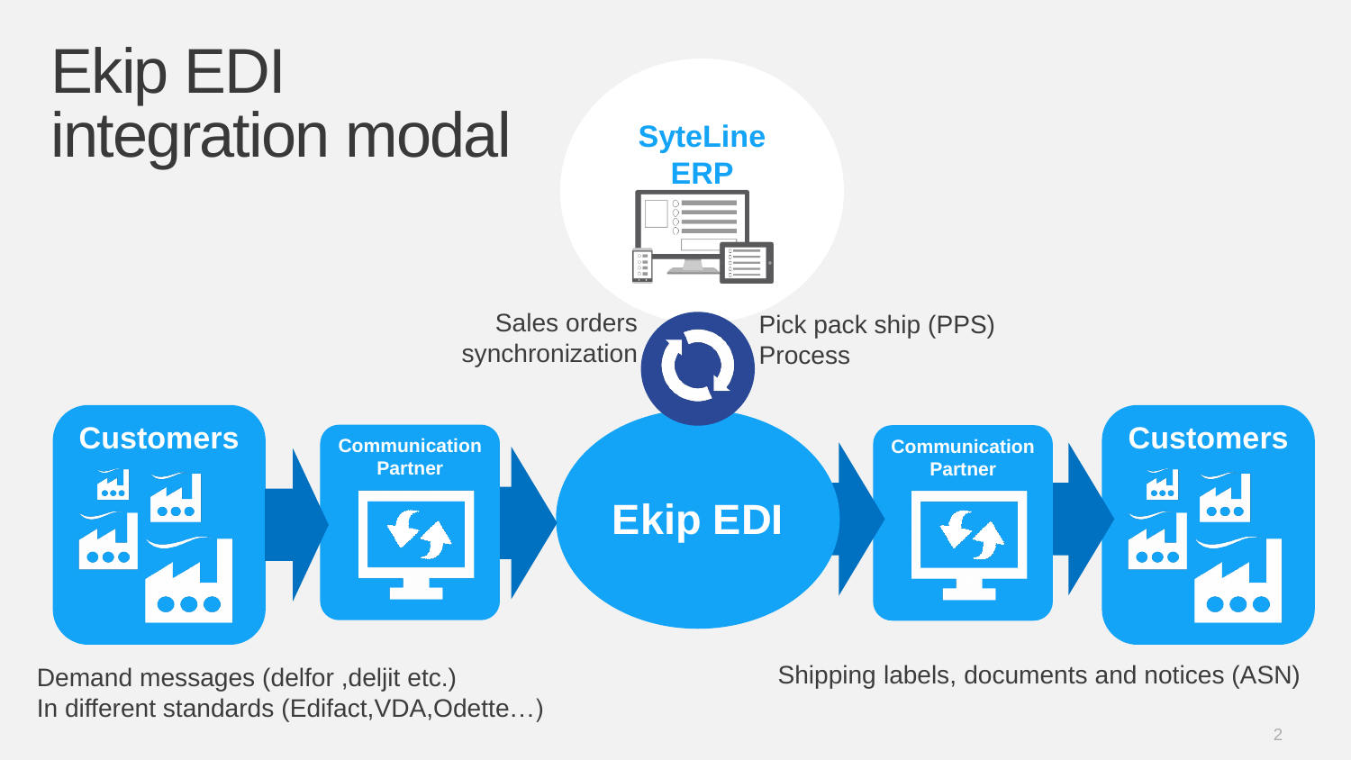# Ekip EDI integration modal

SyteLine ERP

Sales orders synchronization

Pick pack ship (PPS) Process

Customers

Communication Partner

Ekip EDI

Communication Partner

Customers

Demand messages (delfor ,deljit etc.)
In different standards (Edifact,VDA,Odette…)

Shipping labels, documents and notices (ASN)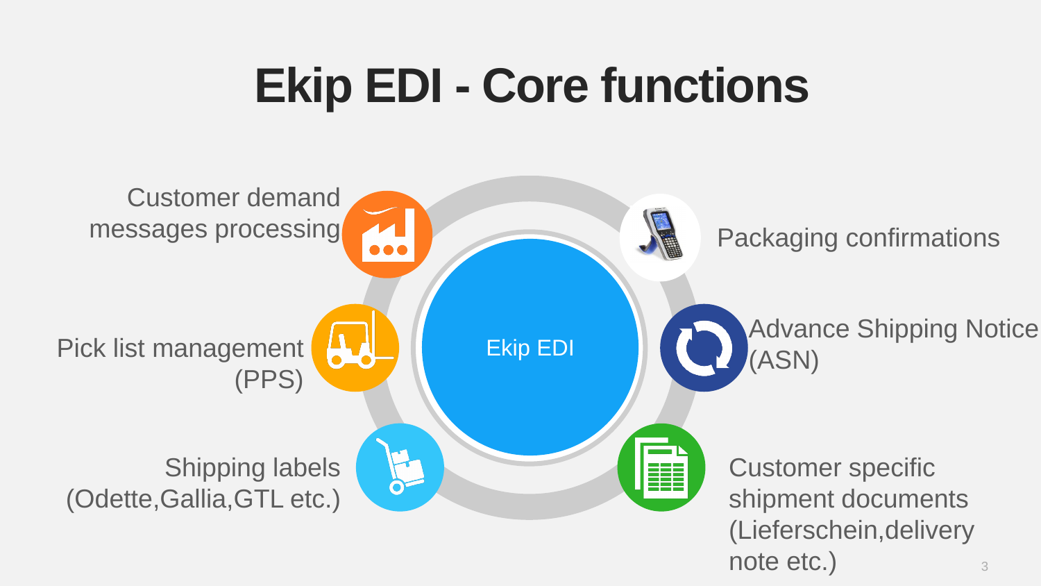# Ekip EDI - Core functions

Ekip EDI

- Customer demand messages processing
- Pick list management (PPS)
- Shipping labels (Odette,Gallia,GTL etc.)
- Packaging confirmations
- Advance Shipping Notice (ASN)
- Customer specific shipment documents (Lieferschein,delivery note etc.)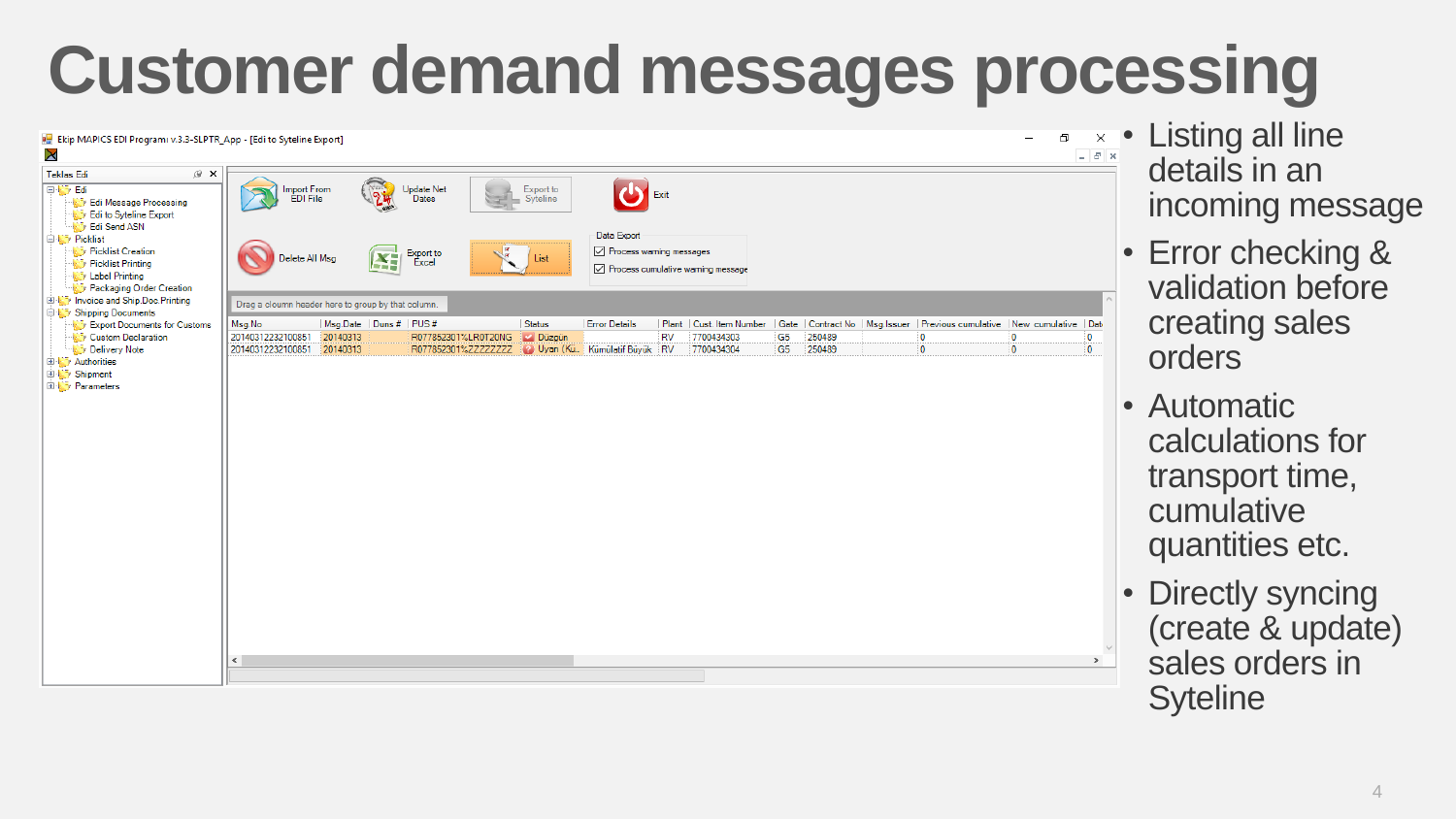# Customer demand messages processing

- Listing all line details in an incoming message
- Error checking & validation before creating sales orders
- Automatic calculations for transport time, cumulative quantities etc.
- Directly syncing (create & update) sales orders in Syteline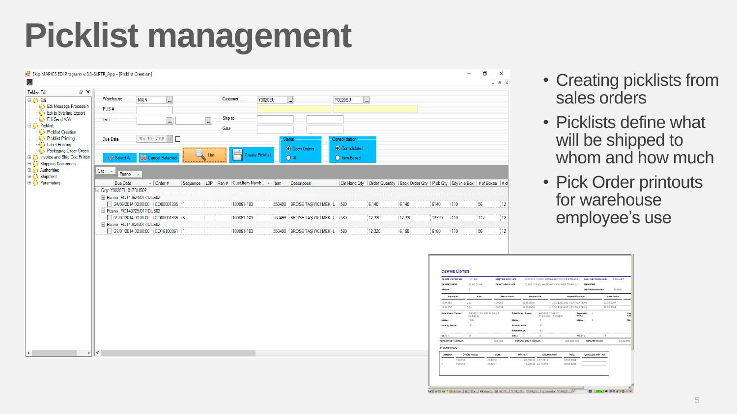# Picklist management

- Creating picklists from sales orders
- Picklists define what will be shipped to whom and how much
- Pick Order printouts for warehouse employee's use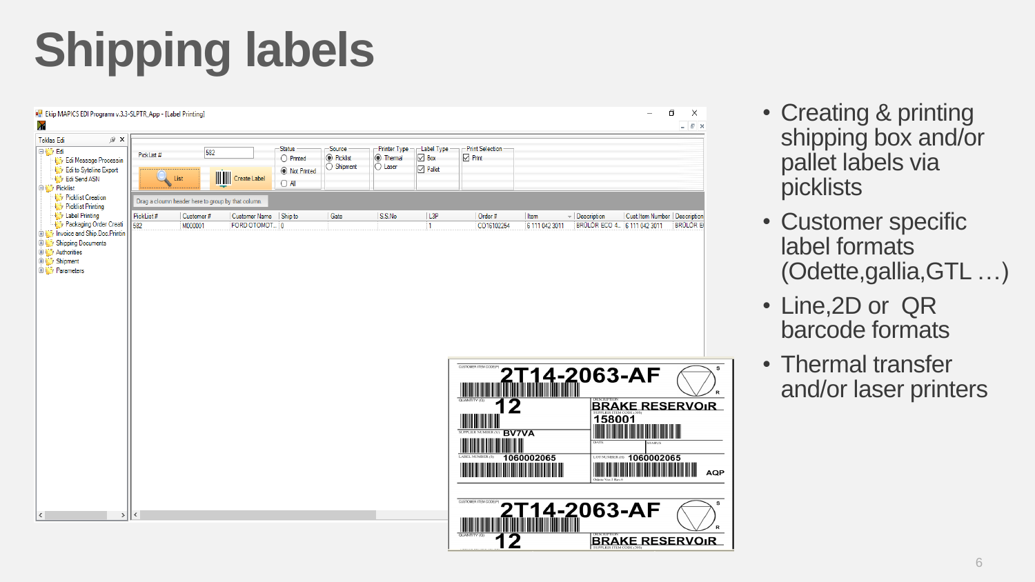# Shipping labels

- Creating & printing shipping box and/or pallet labels via picklists
- Customer specific label formats (Odette,gallia,GTL …)
- Line,2D or QR barcode formats
- Thermal transfer and/or laser printers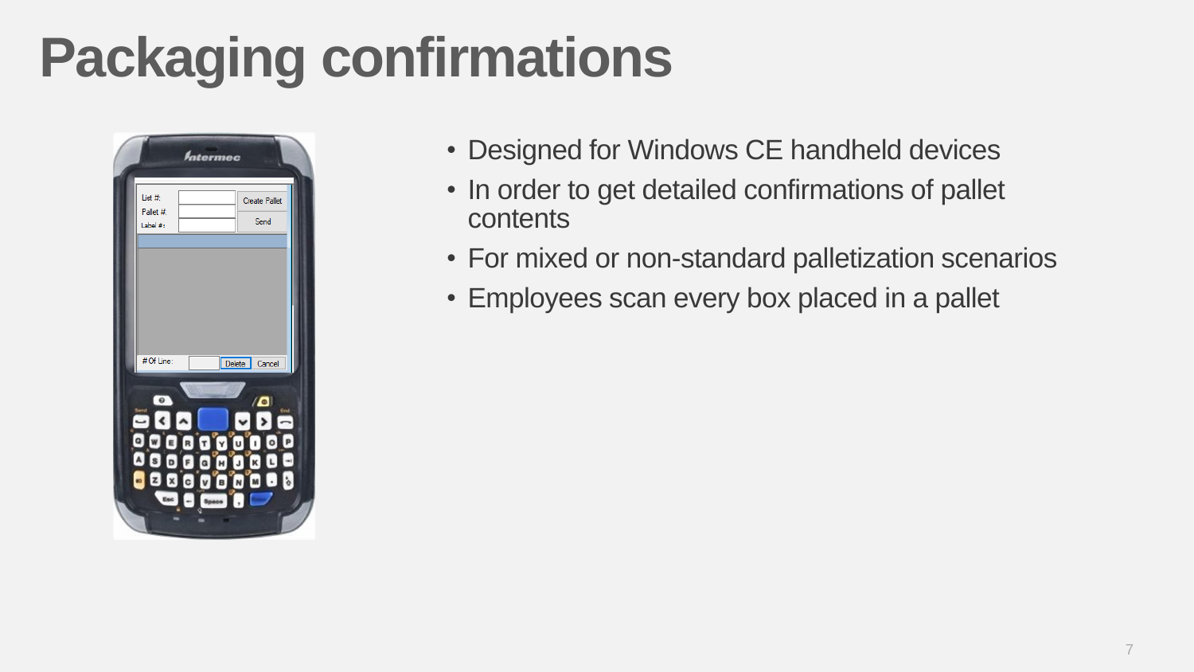# Packaging confirmations

- Designed for Windows CE handheld devices
- In order to get detailed confirmations of pallet contents
- For mixed or non-standard palletization scenarios
- Employees scan every box placed in a pallet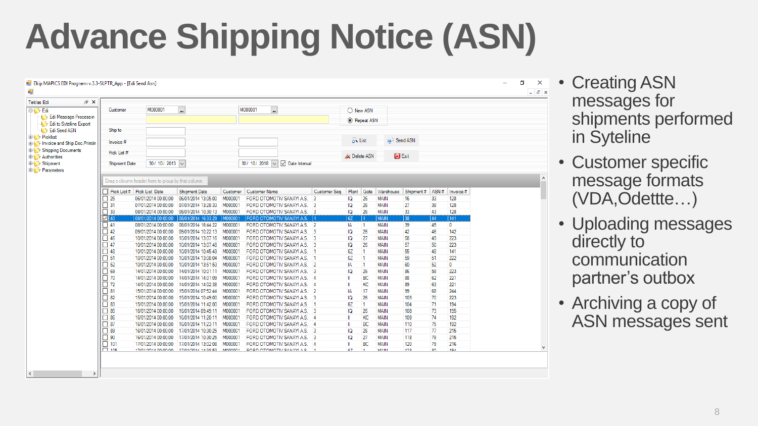# Advance Shipping Notice (ASN)

- Creating ASN messages for shipments performed in Syteline
- Customer specific message formats (VDA,Odettte…)
- Uploading messages directly to communication partner's outbox
- Archiving a copy of ASN messages sent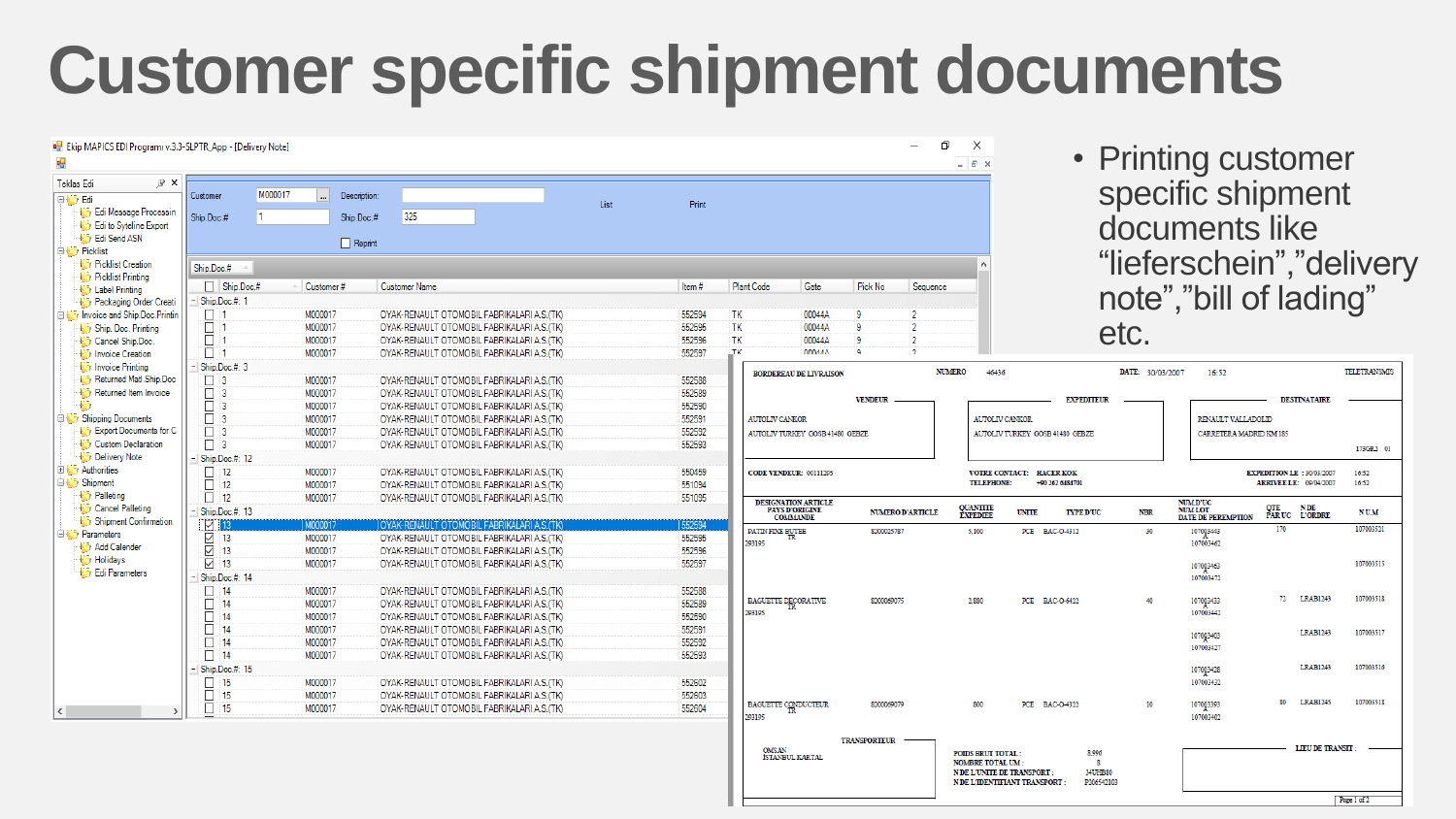# Customer specific shipment documents

- Printing customer specific shipment documents like “lieferschein”,”delivery note”,”bill of lading” etc.